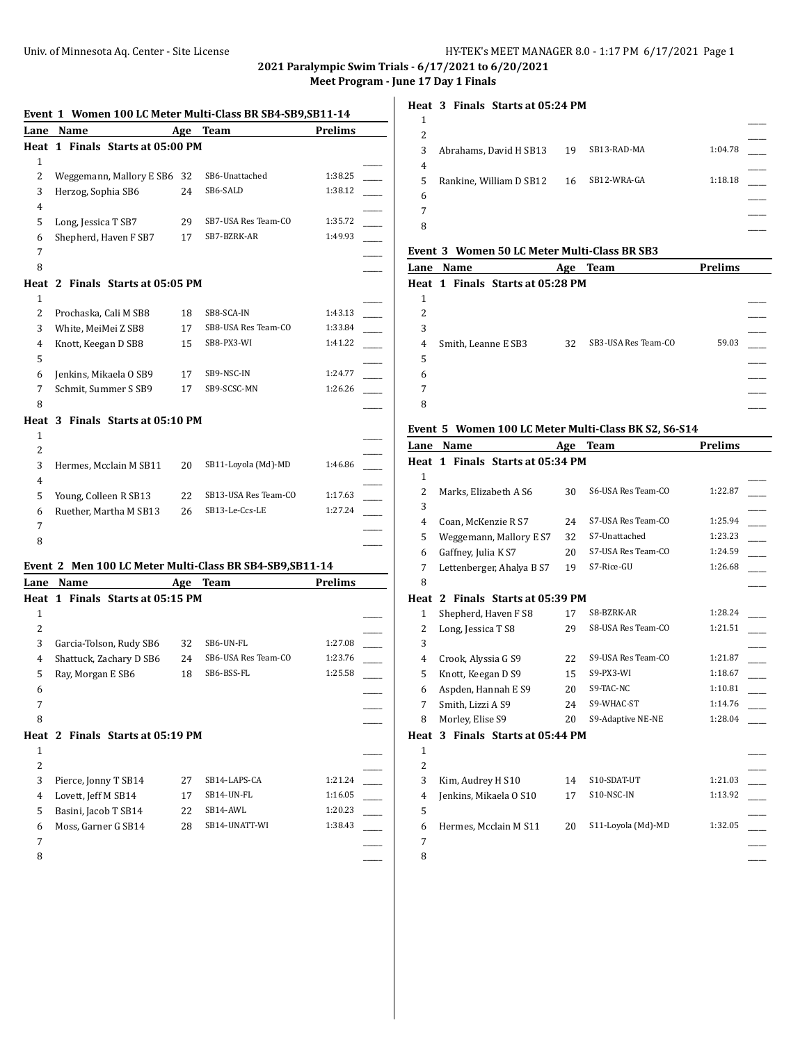**2021 Paralympic Swim Trials - 6/17/2021 to 6/20/2021**

**Meet Program - June 17 Day 1 Finals**

### Event 1 Women 100 LC Meter Multi-Class BR SB4-SB9,SB11-14

| Lane | Name | Age | Team | Prelims | |
|---|---|---|---|---|---|
| **Heat 1 Finals Starts at 05:00 PM** | | | | | |
| 1 | | | | | _____ |
| 2 | Weggemann, Mallory E SB6 | 32 | SB6-Unattached | 1:38.25 | _____ |
| 3 | Herzog, Sophia SB6 | 24 | SB6-SALD | 1:38.12 | _____ |
| 4 | | | | | _____ |
| 5 | Long, Jessica T SB7 | 29 | SB7-USA Res Team-CO | 1:35.72 | _____ |
| 6 | Shepherd, Haven F SB7 | 17 | SB7-BZRK-AR | 1:49.93 | _____ |
| 7 | | | | | _____ |
| 8 | | | | | _____ |
| **Heat 2 Finals Starts at 05:05 PM** | | | | | |
| 1 | | | | | _____ |
| 2 | Prochaska, Cali M SB8 | 18 | SB8-SCA-IN | 1:43.13 | _____ |
| 3 | White, MeiMei Z SB8 | 17 | SB8-USA Res Team-CO | 1:33.84 | _____ |
| 4 | Knott, Keegan D SB8 | 15 | SB8-PX3-WI | 1:41.22 | _____ |
| 5 | | | | | _____ |
| 6 | Jenkins, Mikaela O SB9 | 17 | SB9-NSC-IN | 1:24.77 | _____ |
| 7 | Schmit, Summer S SB9 | 17 | SB9-SCSC-MN | 1:26.26 | _____ |
| 8 | | | | | _____ |
| **Heat 3 Finals Starts at 05:10 PM** | | | | | |
| 1 | | | | | _____ |
| 2 | | | | | _____ |
| 3 | Hermes, Mcclain M SB11 | 20 | SB11-Loyola (Md)-MD | 1:46.86 | _____ |
| 4 | | | | | _____ |
| 5 | Young, Colleen R SB13 | 22 | SB13-USA Res Team-CO | 1:17.63 | _____ |
| 6 | Ruether, Martha M SB13 | 26 | SB13-Le-Ccs-LE | 1:27.24 | _____ |
| 7 | | | | | _____ |
| 8 | | | | | _____ |

### Event 2 Men 100 LC Meter Multi-Class BR SB4-SB9,SB11-14

| Lane | Name | Age | Team | Prelims | |
|---|---|---|---|---|---|
| **Heat 1 Finals Starts at 05:15 PM** | | | | | |
| 1 | | | | | _____ |
| 2 | | | | | _____ |
| 3 | Garcia-Tolson, Rudy SB6 | 32 | SB6-UN-FL | 1:27.08 | _____ |
| 4 | Shattuck, Zachary D SB6 | 24 | SB6-USA Res Team-CO | 1:23.76 | _____ |
| 5 | Ray, Morgan E SB6 | 18 | SB6-BSS-FL | 1:25.58 | _____ |
| 6 | | | | | _____ |
| 7 | | | | | _____ |
| 8 | | | | | _____ |
| **Heat 2 Finals Starts at 05:19 PM** | | | | | |
| 1 | | | | | _____ |
| 2 | | | | | _____ |
| 3 | Pierce, Jonny T SB14 | 27 | SB14-LAPS-CA | 1:21.24 | _____ |
| 4 | Lovett, Jeff M SB14 | 17 | SB14-UN-FL | 1:16.05 | _____ |
| 5 | Basini, Jacob T SB14 | 22 | SB14-AWL | 1:20.23 | _____ |
| 6 | Moss, Garner G SB14 | 28 | SB14-UNATT-WI | 1:38.43 | _____ |
| 7 | | | | | _____ |
| 8 | | | | | _____ |
| **Heat 3 Finals Starts at 05:24 PM** | | | | | |
| 1 | | | | | _____ |
| 2 | | | | | _____ |
| 3 | Abrahams, David H SB13 | 19 | SB13-RAD-MA | 1:04.78 | _____ |
| 4 | | | | | _____ |
| 5 | Rankine, William D SB12 | 16 | SB12-WRA-GA | 1:18.18 | _____ |
| 6 | | | | | _____ |
| 7 | | | | | _____ |
| 8 | | | | | _____ |

### Event 3 Women 50 LC Meter Multi-Class BR SB3

| Lane | Name | Age | Team | Prelims | |
|---|---|---|---|---|---|
| **Heat 1 Finals Starts at 05:28 PM** | | | | | |
| 1 | | | | | _____ |
| 2 | | | | | _____ |
| 3 | | | | | _____ |
| 4 | Smith, Leanne E SB3 | 32 | SB3-USA Res Team-CO | 59.03 | _____ |
| 5 | | | | | _____ |
| 6 | | | | | _____ |
| 7 | | | | | _____ |
| 8 | | | | | _____ |

### Event 5 Women 100 LC Meter Multi-Class BK S2, S6-S14

| Lane | Name | Age | Team | Prelims | |
|---|---|---|---|---|---|
| **Heat 1 Finals Starts at 05:34 PM** | | | | | |
| 1 | | | | | _____ |
| 2 | Marks, Elizabeth A S6 | 30 | S6-USA Res Team-CO | 1:22.87 | _____ |
| 3 | | | | | _____ |
| 4 | Coan, McKenzie R S7 | 24 | S7-USA Res Team-CO | 1:25.94 | _____ |
| 5 | Weggemann, Mallory E S7 | 32 | S7-Unattached | 1:23.23 | _____ |
| 6 | Gaffney, Julia K S7 | 20 | S7-USA Res Team-CO | 1:24.59 | _____ |
| 7 | Lettenberger, Ahalya B S7 | 19 | S7-Rice-GU | 1:26.68 | _____ |
| 8 | | | | | _____ |
| **Heat 2 Finals Starts at 05:39 PM** | | | | | |
| 1 | Shepherd, Haven F S8 | 17 | S8-BZRK-AR | 1:28.24 | _____ |
| 2 | Long, Jessica T S8 | 29 | S8-USA Res Team-CO | 1:21.51 | _____ |
| 3 | | | | | _____ |
| 4 | Crook, Alyssia G S9 | 22 | S9-USA Res Team-CO | 1:21.87 | _____ |
| 5 | Knott, Keegan D S9 | 15 | S9-PX3-WI | 1:18.67 | _____ |
| 6 | Aspden, Hannah E S9 | 20 | S9-TAC-NC | 1:10.81 | _____ |
| 7 | Smith, Lizzi A S9 | 24 | S9-WHAC-ST | 1:14.76 | _____ |
| 8 | Morley, Elise S9 | 20 | S9-Adaptive NE-NE | 1:28.04 | _____ |
| **Heat 3 Finals Starts at 05:44 PM** | | | | | |
| 1 | | | | | _____ |
| 2 | | | | | _____ |
| 3 | Kim, Audrey H S10 | 14 | S10-SDAT-UT | 1:21.03 | _____ |
| 4 | Jenkins, Mikaela O S10 | 17 | S10-NSC-IN | 1:13.92 | _____ |
| 5 | | | | | _____ |
| 6 | Hermes, Mcclain M S11 | 20 | S11-Loyola (Md)-MD | 1:32.05 | _____ |
| 7 | | | | | _____ |
| 8 | | | | | _____ |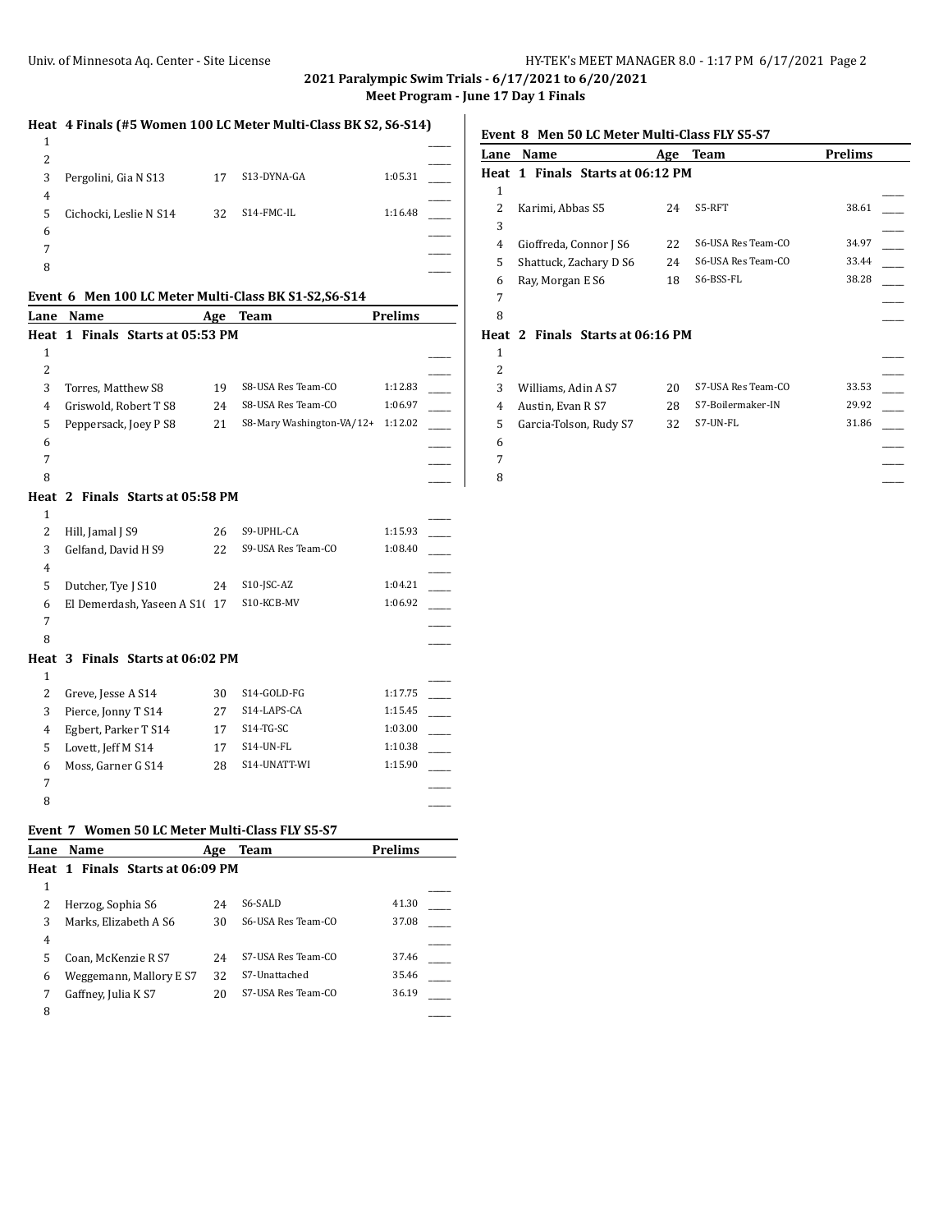**2021 Paralympic Swim Trials - 6/17/2021 to 6/20/2021**
**Meet Program - June 17 Day 1 Finals**

### Heat 4 Finals (#5 Women 100 LC Meter Multi-Class BK S2, S6-S14)

| Lane | Name | Age | Team | Prelims | |
|---|---|---|---|---|---|
| 1 | | | | | _____ |
| 2 | | | | | _____ |
| 3 | Pergolini, Gia N S13 | 17 | S13-DYNA-GA | 1:05.31 | _____ |
| 4 | | | | | _____ |
| 5 | Cichocki, Leslie N S14 | 32 | S14-FMC-IL | 1:16.48 | _____ |
| 6 | | | | | _____ |
| 7 | | | | | _____ |
| 8 | | | | | _____ |

### Event 6 Men 100 LC Meter Multi-Class BK S1-S2,S6-S14

| Lane | Name | Age | Team | Prelims | |
|---|---|---|---|---|---|
| **Heat 1 Finals Starts at 05:53 PM** | | | | | |
| 1 | | | | | _____ |
| 2 | | | | | _____ |
| 3 | Torres, Matthew S8 | 19 | S8-USA Res Team-CO | 1:12.83 | _____ |
| 4 | Griswold, Robert T S8 | 24 | S8-USA Res Team-CO | 1:06.97 | _____ |
| 5 | Peppersack, Joey P S8 | 21 | S8-Mary Washington-VA/12+ | 1:12.02 | _____ |
| 6 | | | | | _____ |
| 7 | | | | | _____ |
| 8 | | | | | _____ |
| **Heat 2 Finals Starts at 05:58 PM** | | | | | |
| 1 | | | | | _____ |
| 2 | Hill, Jamal J S9 | 26 | S9-UPHL-CA | 1:15.93 | _____ |
| 3 | Gelfand, David H S9 | 22 | S9-USA Res Team-CO | 1:08.40 | _____ |
| 4 | | | | | _____ |
| 5 | Dutcher, Tye J S10 | 24 | S10-JSC-AZ | 1:04.21 | _____ |
| 6 | El Demerdash, Yaseen A S1( | 17 | S10-KCB-MV | 1:06.92 | _____ |
| 7 | | | | | _____ |
| 8 | | | | | _____ |
| **Heat 3 Finals Starts at 06:02 PM** | | | | | |
| 1 | | | | | _____ |
| 2 | Greve, Jesse A S14 | 30 | S14-GOLD-FG | 1:17.75 | _____ |
| 3 | Pierce, Jonny T S14 | 27 | S14-LAPS-CA | 1:15.45 | _____ |
| 4 | Egbert, Parker T S14 | 17 | S14-TG-SC | 1:03.00 | _____ |
| 5 | Lovett, Jeff M S14 | 17 | S14-UN-FL | 1:10.38 | _____ |
| 6 | Moss, Garner G S14 | 28 | S14-UNATT-WI | 1:15.90 | _____ |
| 7 | | | | | _____ |
| 8 | | | | | _____ |

### Event 7 Women 50 LC Meter Multi-Class FLY S5-S7

| Lane | Name | Age | Team | Prelims | |
|---|---|---|---|---|---|
| **Heat 1 Finals Starts at 06:09 PM** | | | | | |
| 1 | | | | | _____ |
| 2 | Herzog, Sophia S6 | 24 | S6-SALD | 41.30 | _____ |
| 3 | Marks, Elizabeth A S6 | 30 | S6-USA Res Team-CO | 37.08 | _____ |
| 4 | | | | | _____ |
| 5 | Coan, McKenzie R S7 | 24 | S7-USA Res Team-CO | 37.46 | _____ |
| 6 | Weggemann, Mallory E S7 | 32 | S7-Unattached | 35.46 | _____ |
| 7 | Gaffney, Julia K S7 | 20 | S7-USA Res Team-CO | 36.19 | _____ |
| 8 | | | | | _____ |

### Event 8 Men 50 LC Meter Multi-Class FLY S5-S7

| Lane | Name | Age | Team | Prelims | |
|---|---|---|---|---|---|
| **Heat 1 Finals Starts at 06:12 PM** | | | | | |
| 1 | | | | | _____ |
| 2 | Karimi, Abbas S5 | 24 | S5-RFT | 38.61 | _____ |
| 3 | | | | | _____ |
| 4 | Gioffreda, Connor J S6 | 22 | S6-USA Res Team-CO | 34.97 | _____ |
| 5 | Shattuck, Zachary D S6 | 24 | S6-USA Res Team-CO | 33.44 | _____ |
| 6 | Ray, Morgan E S6 | 18 | S6-BSS-FL | 38.28 | _____ |
| 7 | | | | | _____ |
| 8 | | | | | _____ |
| **Heat 2 Finals Starts at 06:16 PM** | | | | | |
| 1 | | | | | _____ |
| 2 | | | | | _____ |
| 3 | Williams, Adin A S7 | 20 | S7-USA Res Team-CO | 33.53 | _____ |
| 4 | Austin, Evan R S7 | 28 | S7-Boilermaker-IN | 29.92 | _____ |
| 5 | Garcia-Tolson, Rudy S7 | 32 | S7-UN-FL | 31.86 | _____ |
| 6 | | | | | _____ |
| 7 | | | | | _____ |
| 8 | | | | | _____ |